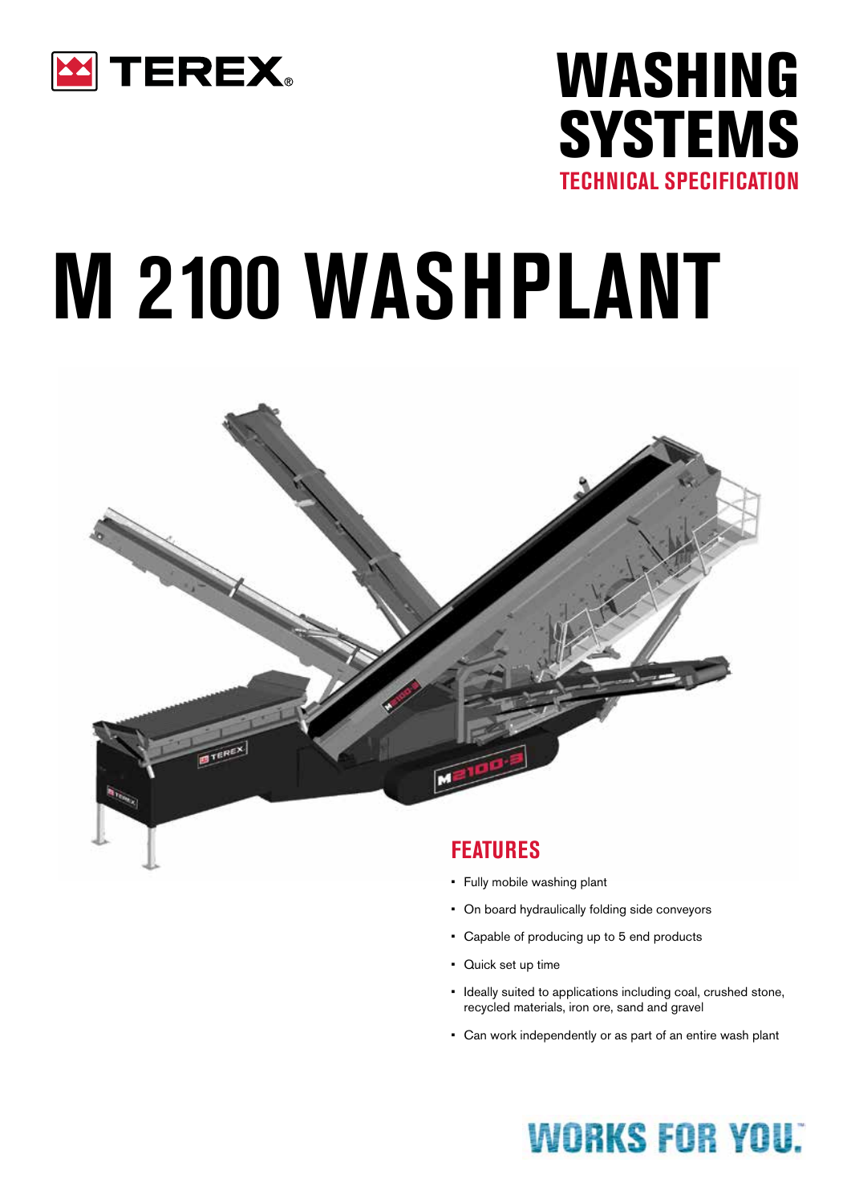TEREX®

# WASHING SYSTEMS

## TECHNICAL SPECIFICATION

# M 2100 WASHPLANT

## FEATURES

- Fully mobile washing plant
- On board hydraulically folding side conveyors
- Capable of producing up to 5 end products
- Quick set up time
- Ideally suited to applications including coal, crushed stone, recycled materials, iron ore, sand and gravel
- Can work independently or as part of an entire wash plant

WORKS FOR YOU.™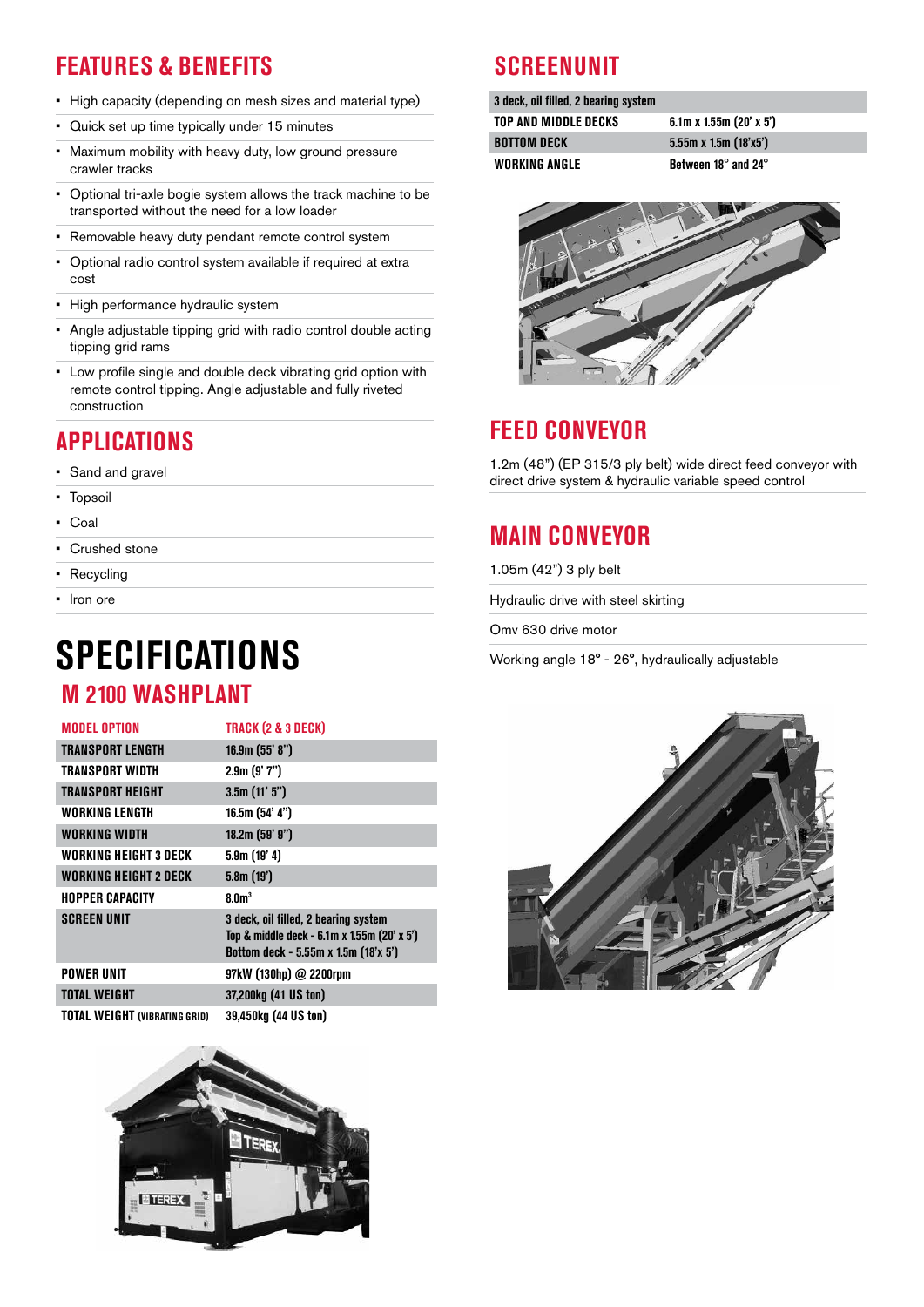## FEATURES & BENEFITS

- High capacity (depending on mesh sizes and material type)
- Quick set up time typically under 15 minutes
- Maximum mobility with heavy duty, low ground pressure crawler tracks
- Optional tri-axle bogie system allows the track machine to be transported without the need for a low loader
- Removable heavy duty pendant remote control system
- Optional radio control system available if required at extra cost
- High performance hydraulic system
- Angle adjustable tipping grid with radio control double acting tipping grid rams
- Low profile single and double deck vibrating grid option with remote control tipping. Angle adjustable and fully riveted construction

## APPLICATIONS

- Sand and gravel
- Topsoil
- Coal
- Crushed stone
- Recycling
- Iron ore

# SPECIFICATIONS

## M 2100 WASHPLANT

| MODEL OPTION | TRACK (2 & 3 DECK) |
|---|---|
| TRANSPORT LENGTH | 16.9m (55' 8") |
| TRANSPORT WIDTH | 2.9m (9' 7") |
| TRANSPORT HEIGHT | 3.5m (11' 5") |
| WORKING LENGTH | 16.5m (54' 4") |
| WORKING WIDTH | 18.2m (59' 9") |
| WORKING HEIGHT 3 DECK | 5.9m (19' 4) |
| WORKING HEIGHT 2 DECK | 5.8m (19') |
| HOPPER CAPACITY | 8.0m³ |
| SCREEN UNIT | 3 deck, oil filled, 2 bearing system<br>Top & middle deck - 6.1m x 1.55m (20' x 5')<br>Bottom deck - 5.55m x 1.5m (18'x 5') |
| POWER UNIT | 97kW (130hp) @ 2200rpm |
| TOTAL WEIGHT | 37,200kg (41 US ton) |
| TOTAL WEIGHT (VIBRATING GRID) | 39,450kg (44 US ton) |

## SCREENUNIT

| 3 deck, oil filled, 2 bearing system | |
|---|---|
| TOP AND MIDDLE DECKS | 6.1m x 1.55m (20' x 5') |
| BOTTOM DECK | 5.55m x 1.5m (18'x5') |
| WORKING ANGLE | Between 18° and 24° |

## FEED CONVEYOR

1.2m (48") (EP 315/3 ply belt) wide direct feed conveyor with direct drive system & hydraulic variable speed control

## MAIN CONVEYOR

1.05m (42") 3 ply belt

Hydraulic drive with steel skirting

Omv 630 drive motor

Working angle 18° - 26°, hydraulically adjustable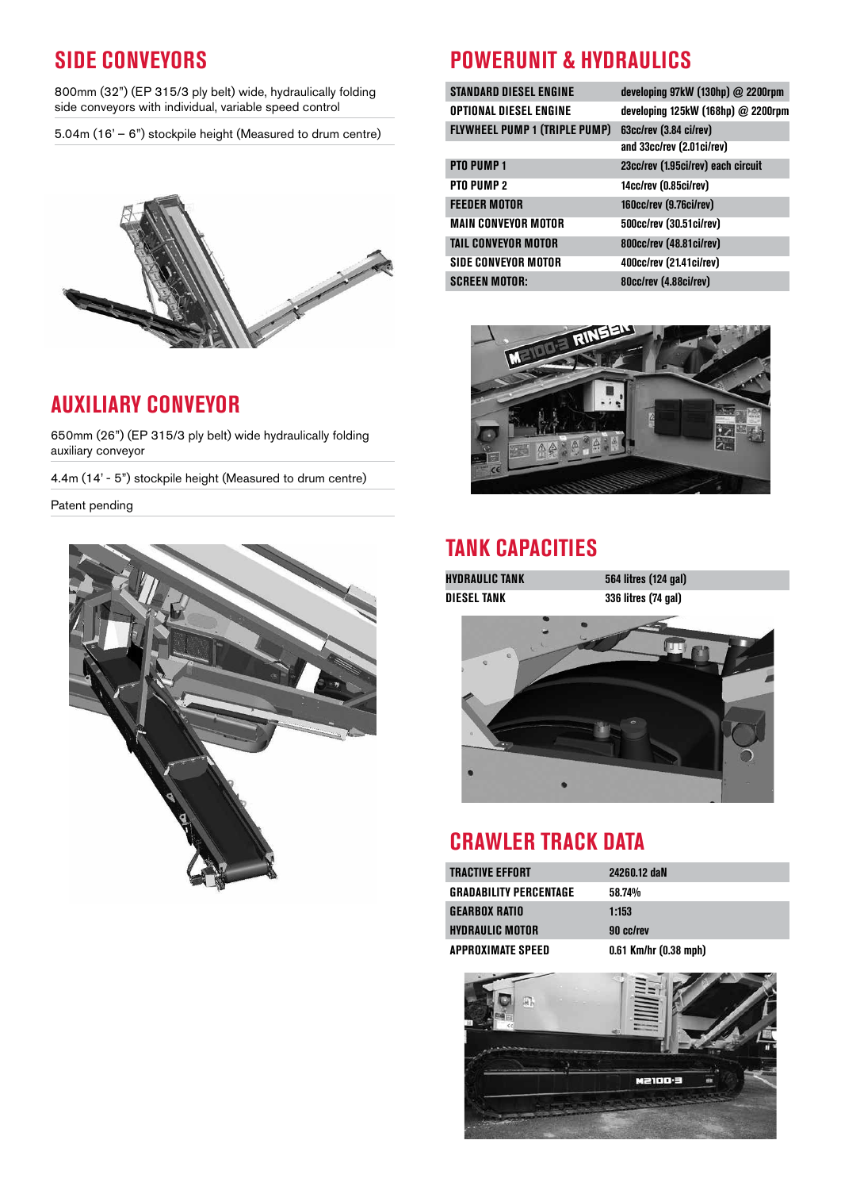## SIDE CONVEYORS

800mm (32") (EP 315/3 ply belt) wide, hydraulically folding side conveyors with individual, variable speed control

5.04m (16' – 6") stockpile height (Measured to drum centre)

## AUXILIARY CONVEYOR

650mm (26") (EP 315/3 ply belt) wide hydraulically folding auxiliary conveyor

4.4m (14' - 5") stockpile height (Measured to drum centre)

Patent pending

## POWERUNIT & HYDRAULICS

| | |
|---|---|
| STANDARD DIESEL ENGINE | developing 97kW (130hp) @ 2200rpm |
| OPTIONAL DIESEL ENGINE | developing 125kW (168hp) @ 2200rpm |
| FLYWHEEL PUMP 1 (TRIPLE PUMP) | 63cc/rev (3.84 ci/rev) and 33cc/rev (2.01ci/rev) |
| PTO PUMP 1 | 23cc/rev (1.95ci/rev) each circuit |
| PTO PUMP 2 | 14cc/rev (0.85ci/rev) |
| FEEDER MOTOR | 160cc/rev (9.76ci/rev) |
| MAIN CONVEYOR MOTOR | 500cc/rev (30.51ci/rev) |
| TAIL CONVEYOR MOTOR | 800cc/rev (48.81ci/rev) |
| SIDE CONVEYOR MOTOR | 400cc/rev (21.41ci/rev) |
| SCREEN MOTOR: | 80cc/rev (4.88ci/rev) |

## TANK CAPACITIES

| | |
|---|---|
| HYDRAULIC TANK | 564 litres (124 gal) |
| DIESEL TANK | 336 litres (74 gal) |

## CRAWLER TRACK DATA

| | |
|---|---|
| TRACTIVE EFFORT | 24260.12 daN |
| GRADABILITY PERCENTAGE | 58.74% |
| GEARBOX RATIO | 1:153 |
| HYDRAULIC MOTOR | 90 cc/rev |
| APPROXIMATE SPEED | 0.61 Km/hr (0.38 mph) |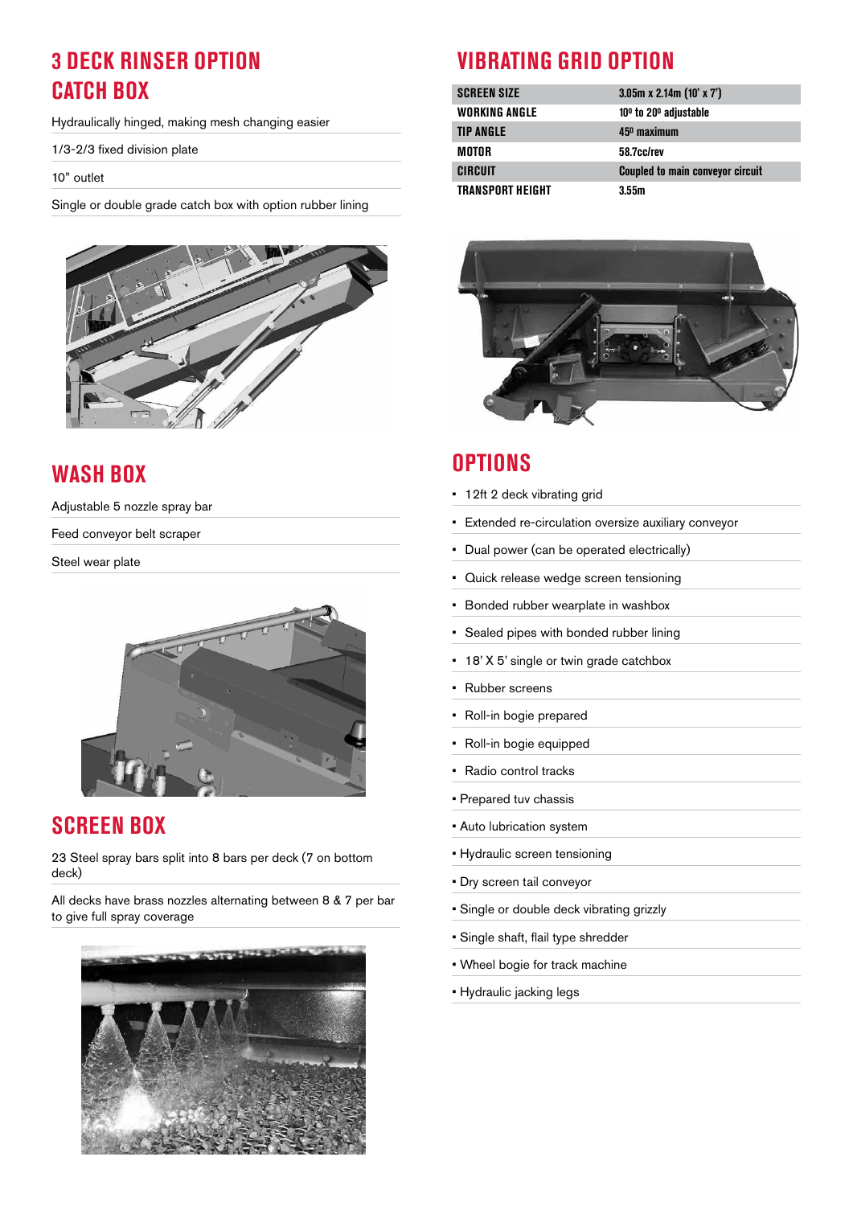## 3 DECK RINSER OPTION CATCH BOX

Hydraulically hinged, making mesh changing easier

1/3-2/3 fixed division plate

10" outlet

Single or double grade catch box with option rubber lining

## WASH BOX

Adjustable 5 nozzle spray bar

Feed conveyor belt scraper

Steel wear plate

## SCREEN BOX

23 Steel spray bars split into 8 bars per deck (7 on bottom deck)

All decks have brass nozzles alternating between 8 & 7 per bar to give full spray coverage

## VIBRATING GRID OPTION

| | |
|---|---|
| SCREEN SIZE | 3.05m x 2.14m (10' x 7') |
| WORKING ANGLE | 10º to 20º adjustable |
| TIP ANGLE | 45º maximum |
| MOTOR | 58.7cc/rev |
| CIRCUIT | Coupled to main conveyor circuit |
| TRANSPORT HEIGHT | 3.55m |

## OPTIONS

- 12ft 2 deck vibrating grid
- Extended re-circulation oversize auxiliary conveyor
- Dual power (can be operated electrically)
- Quick release wedge screen tensioning
- Bonded rubber wearplate in washbox
- Sealed pipes with bonded rubber lining
- 18' X 5' single or twin grade catchbox
- Rubber screens
- Roll-in bogie prepared
- Roll-in bogie equipped
- Radio control tracks
- Prepared tuv chassis
- Auto lubrication system
- Hydraulic screen tensioning
- Dry screen tail conveyor
- Single or double deck vibrating grizzly
- Single shaft, flail type shredder
- Wheel bogie for track machine
- Hydraulic jacking legs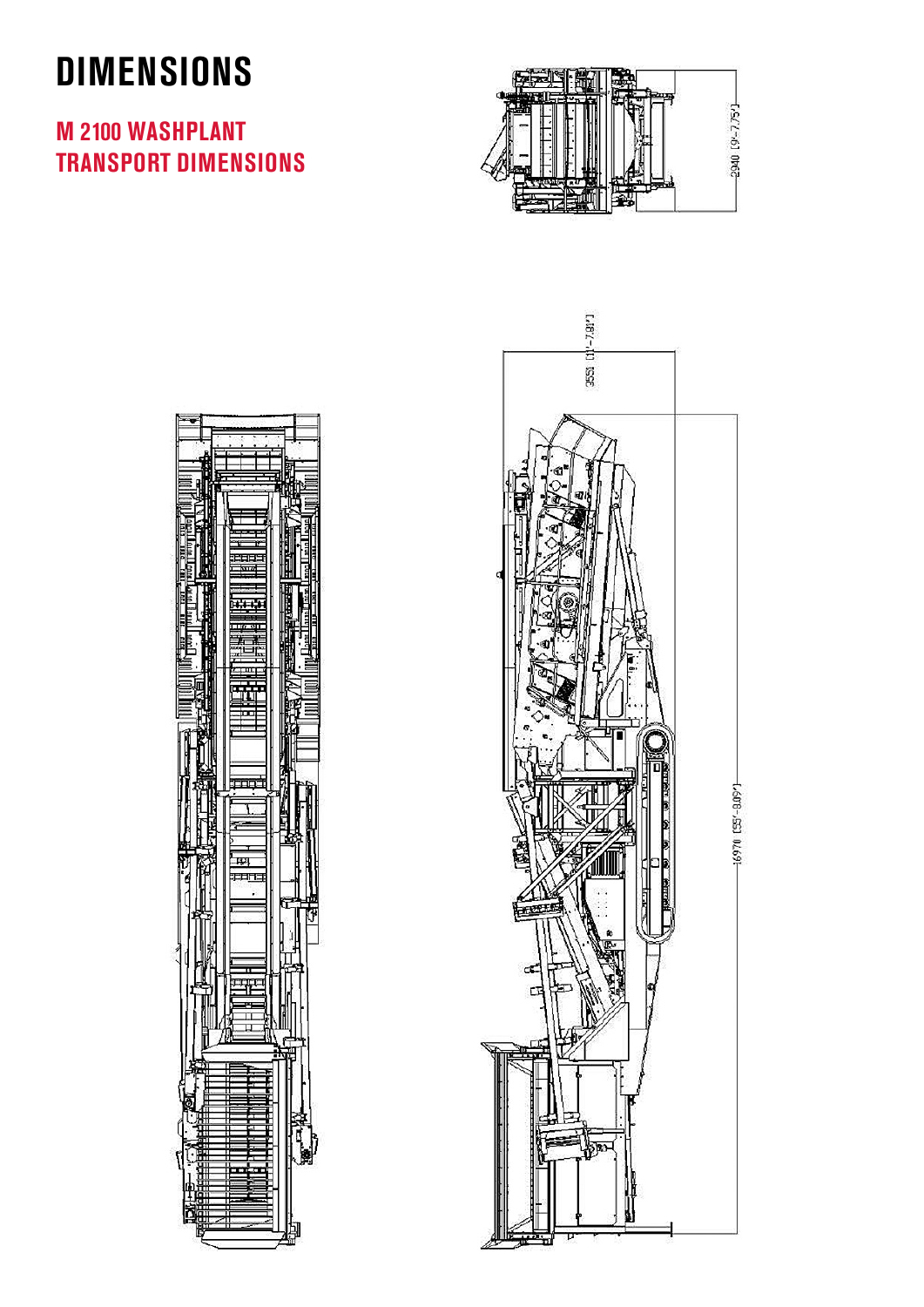# DIMENSIONS

## M 2100 WASHPLANT TRANSPORT DIMENSIONS

2940 [9'-7.75"]

3553 [11'-7.81"]

16970 [55'-8.09"]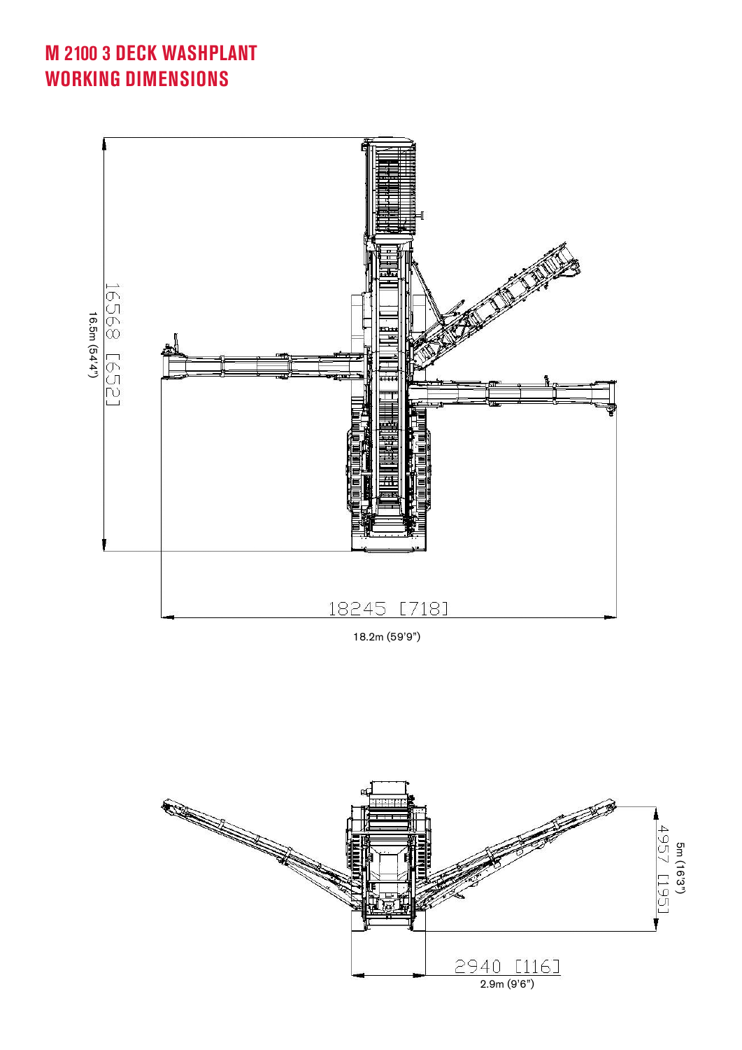# M 2100 3 DECK WASHPLANT WORKING DIMENSIONS

16568 [652]
16.5m (54'4")

18245 [718]
18.2m (59'9")

4957 [195]
5m (16'3")

2940 [116]
2.9m (9'6")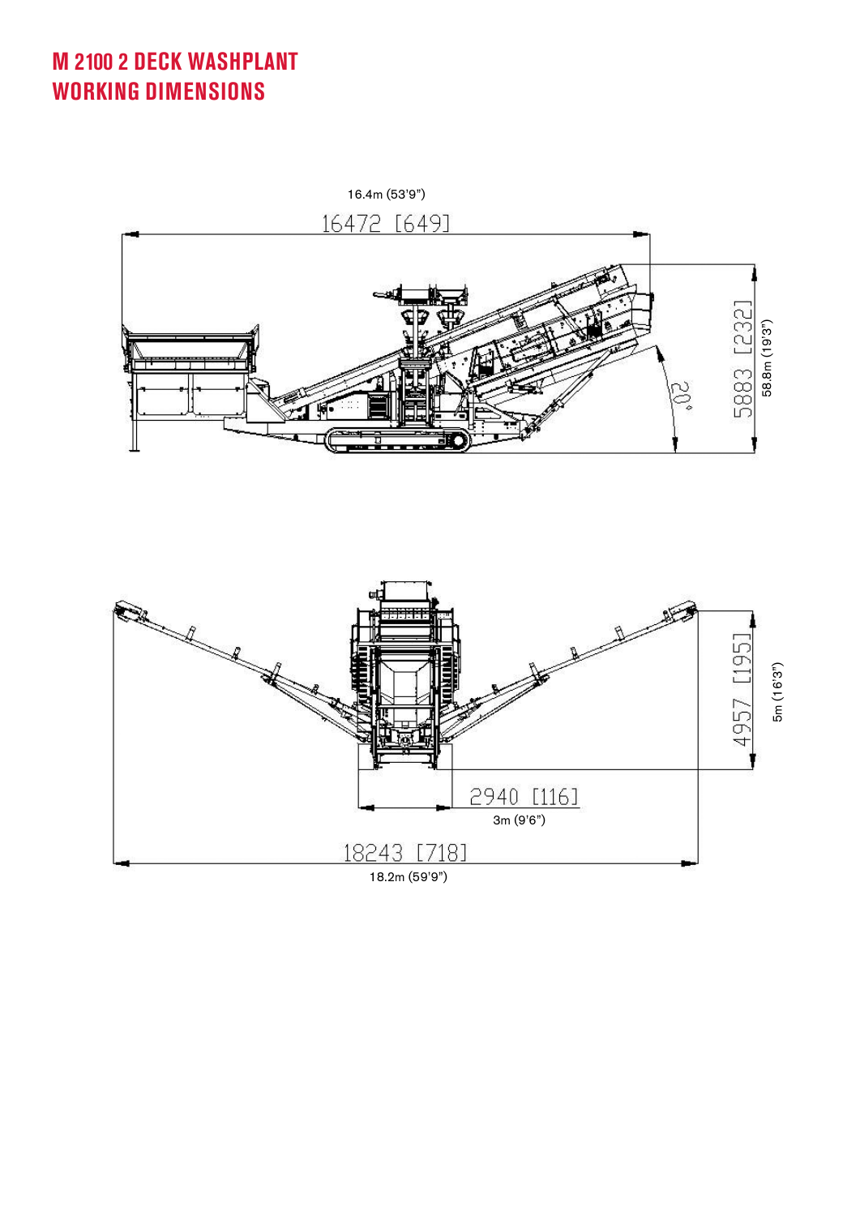# M 2100 2 DECK WASHPLANT
# WORKING DIMENSIONS

16.4m (53'9")

16472 [649]

5883 [232]

58.8m (19'3")

20°

4957 [195]

5m (16'3")

2940 [116]

3m (9'6")

18243 [718]

18.2m (59'9")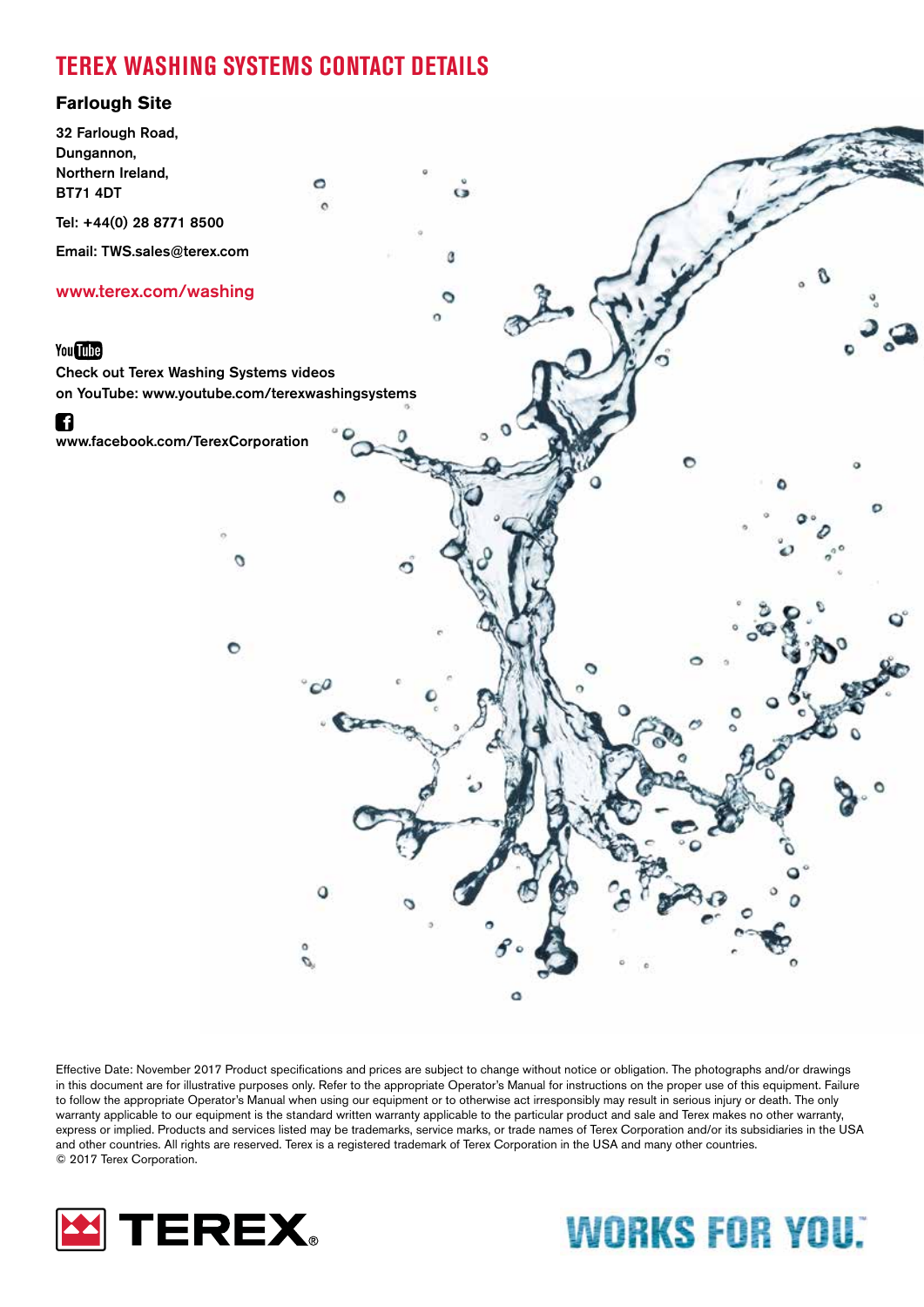# TEREX WASHING SYSTEMS CONTACT DETAILS

**Farlough Site**

32 Farlough Road,
Dungannon,
Northern Ireland,
BT71 4DT

Tel: +44(0) 28 8771 8500

Email: TWS.sales@terex.com

www.terex.com/washing

YouTube
Check out Terex Washing Systems videos
on YouTube: www.youtube.com/terexwashingsystems

www.facebook.com/TerexCorporation

Effective Date: November 2017 Product specifications and prices are subject to change without notice or obligation. The photographs and/or drawings in this document are for illustrative purposes only. Refer to the appropriate Operator's Manual for instructions on the proper use of this equipment. Failure to follow the appropriate Operator's Manual when using our equipment or to otherwise act irresponsibly may result in serious injury or death. The only warranty applicable to our equipment is the standard written warranty applicable to the particular product and sale and Terex makes no other warranty, express or implied. Products and services listed may be trademarks, service marks, or trade names of Terex Corporation and/or its subsidiaries in the USA and other countries. All rights are reserved. Terex is a registered trademark of Terex Corporation in the USA and many other countries.
© 2017 Terex Corporation.

TEREX®

WORKS FOR YOU.™